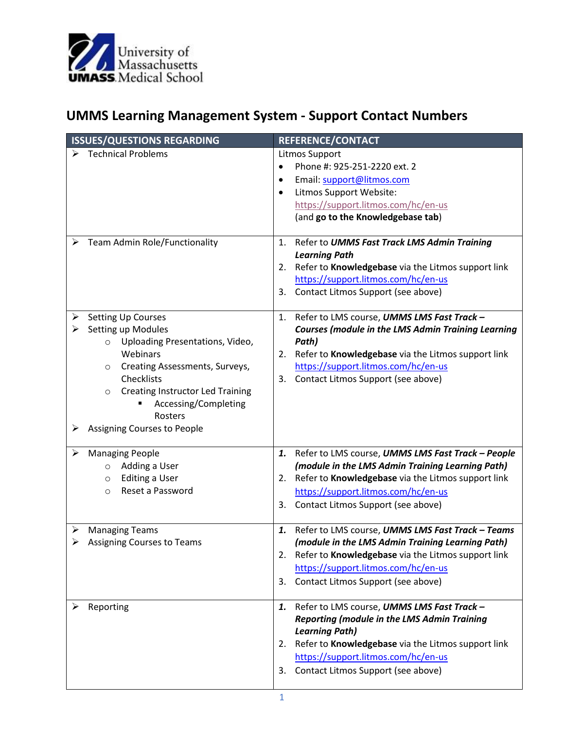# UMMS Learning Management System - Support Contact Numbers

| ISSUES/QUESTIONS REGARDING | REFERENCE/CONTACT |
|---|---|
| ➢ Technical Problems | Litmos Support<br>• Phone #: 925-251-2220 ext. 2<br>• Email: support@litmos.com<br>• Litmos Support Website: https://support.litmos.com/hc/en-us (and **go to the Knowledgebase tab**) |
| ➢ Team Admin Role/Functionality | 1. Refer to ***UMMS Fast Track LMS Admin Training Learning Path***<br>2. Refer to **Knowledgebase** via the Litmos support link https://support.litmos.com/hc/en-us<br>3. Contact Litmos Support (see above) |
| ➢ Setting Up Courses<br>➢ Setting up Modules<br>○ Uploading Presentations, Video, Webinars<br>○ Creating Assessments, Surveys, Checklists<br>○ Creating Instructor Led Training<br>▪ Accessing/Completing Rosters<br>➢ Assigning Courses to People | 1. Refer to LMS course, ***UMMS LMS Fast Track – Courses (module in the LMS Admin Training Learning Path)***<br>2. Refer to **Knowledgebase** via the Litmos support link https://support.litmos.com/hc/en-us<br>3. Contact Litmos Support (see above) |
| ➢ Managing People<br>○ Adding a User<br>○ Editing a User<br>○ Reset a Password | 1. Refer to LMS course, ***UMMS LMS Fast Track – People (module in the LMS Admin Training Learning Path)***<br>2. Refer to **Knowledgebase** via the Litmos support link https://support.litmos.com/hc/en-us<br>3. Contact Litmos Support (see above) |
| ➢ Managing Teams<br>➢ Assigning Courses to Teams | 1. Refer to LMS course, ***UMMS LMS Fast Track – Teams (module in the LMS Admin Training Learning Path)***<br>2. Refer to **Knowledgebase** via the Litmos support link https://support.litmos.com/hc/en-us<br>3. Contact Litmos Support (see above) |
| ➢ Reporting | 1. Refer to LMS course, ***UMMS LMS Fast Track – Reporting (module in the LMS Admin Training Learning Path)***<br>2. Refer to **Knowledgebase** via the Litmos support link https://support.litmos.com/hc/en-us<br>3. Contact Litmos Support (see above) |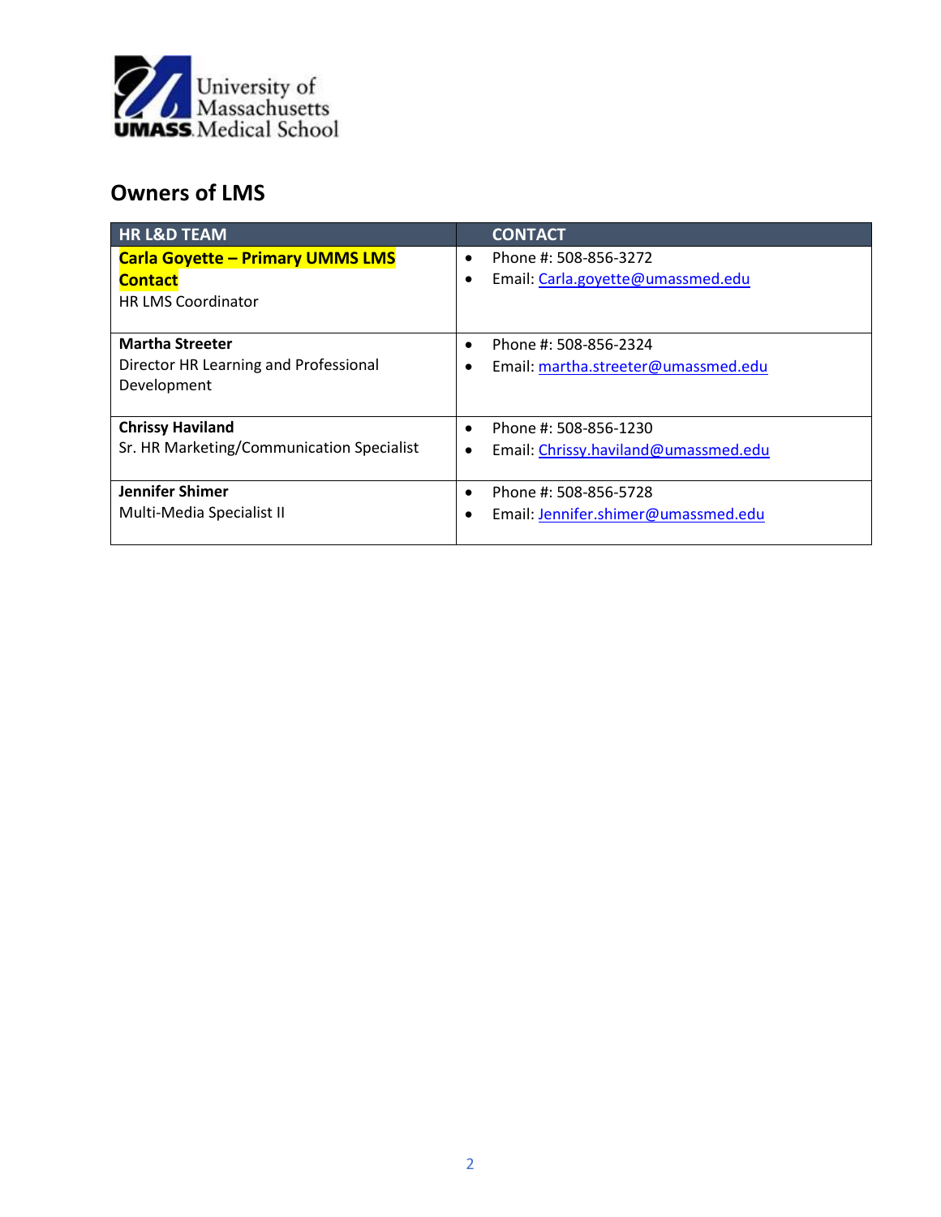University of Massachusetts UMASS Medical School

## Owners of LMS

| HR L&D TEAM | CONTACT |
|---|---|
| **Carla Goyette – Primary UMMS LMS Contact**<br>HR LMS Coordinator | • Phone #: 508-856-3272<br>• Email: Carla.goyette@umassmed.edu |
| **Martha Streeter**<br>Director HR Learning and Professional Development | • Phone #: 508-856-2324<br>• Email: martha.streeter@umassmed.edu |
| **Chrissy Haviland**<br>Sr. HR Marketing/Communication Specialist | • Phone #: 508-856-1230<br>• Email: Chrissy.haviland@umassmed.edu |
| **Jennifer Shimer**<br>Multi-Media Specialist II | • Phone #: 508-856-5728<br>• Email: Jennifer.shimer@umassmed.edu |